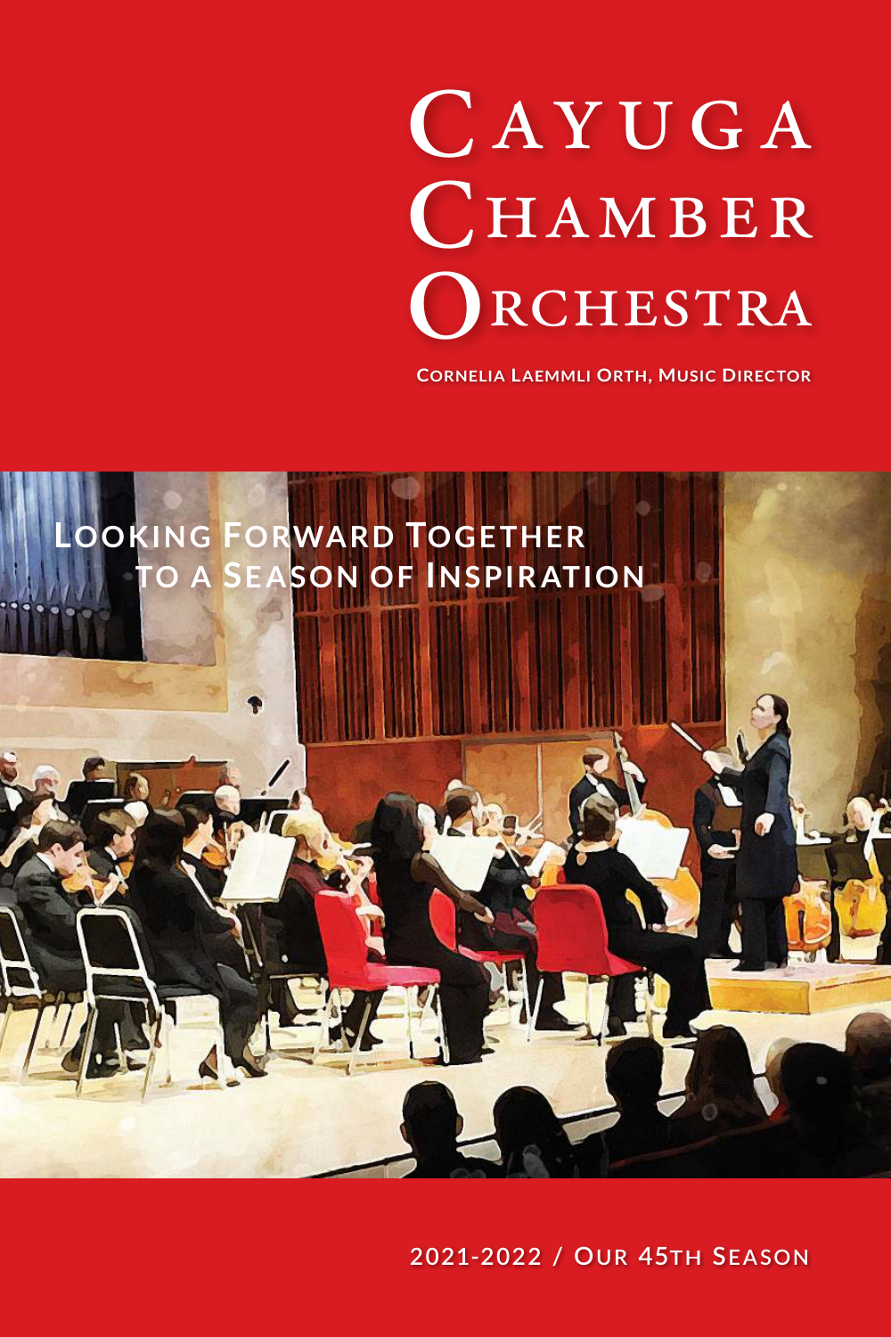# Cayuga Chamber Orchestra

**Cornelia Laemmli Orth, Music Director**

## Looking Forward Together to a Season of Inspiration

2021-2022 / Our 45th Season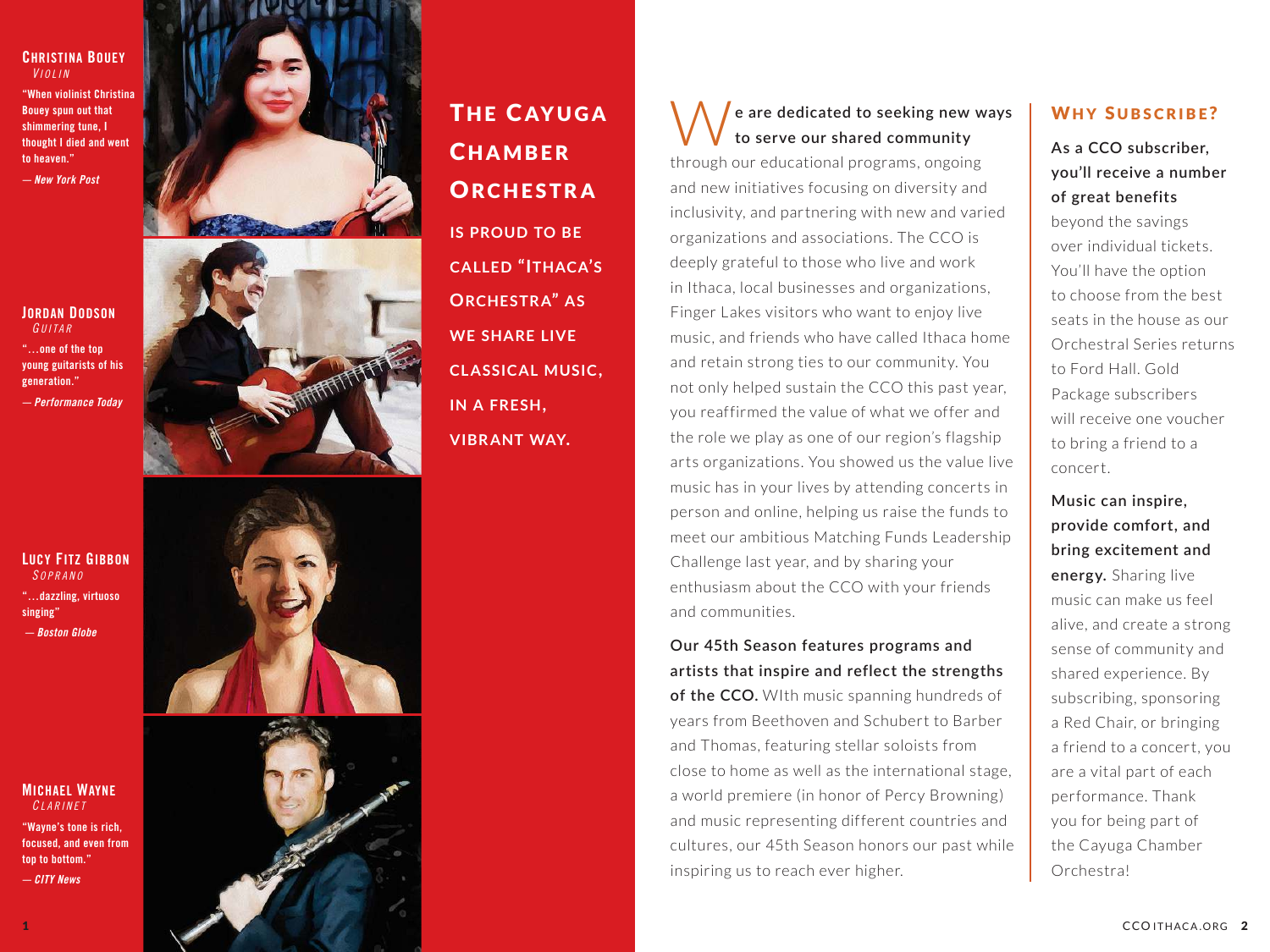**Christina Bouey**
*Violin*

"When violinist Christina Bouey spun out that shimmering tune, I thought I died and went to heaven."

*— New York Post*

**Jordan Dodson**
*Guitar*

"...one of the top young guitarists of his generation."

*— Performance Today*

**Lucy Fitz Gibbon**
*Soprano*

"...dazzling, virtuoso singing"

*— Boston Globe*

**Michael Wayne**
*Clarinet*

"Wayne's tone is rich, focused, and even from top to bottom."

*— CITY News*

# The Cayuga Chamber Orchestra

## is proud to be called "Ithaca's Orchestra" as we share live classical music, in a fresh, vibrant way.

**We are dedicated to seeking new ways to serve our shared community** through our educational programs, ongoing and new initiatives focusing on diversity and inclusivity, and partnering with new and varied organizations and associations. The CCO is deeply grateful to those who live and work in Ithaca, local businesses and organizations, Finger Lakes visitors who want to enjoy live music, and friends who have called Ithaca home and retain strong ties to our community. You not only helped sustain the CCO this past year, you reaffirmed the value of what we offer and the role we play as one of our region's flagship arts organizations. You showed us the value live music has in your lives by attending concerts in person and online, helping us raise the funds to meet our ambitious Matching Funds Leadership Challenge last year, and by sharing your enthusiasm about the CCO with your friends and communities.

**Our 45th Season features programs and artists that inspire and reflect the strengths of the CCO.** WIth music spanning hundreds of years from Beethoven and Schubert to Barber and Thomas, featuring stellar soloists from close to home as well as the international stage, a world premiere (in honor of Percy Browning) and music representing different countries and cultures, our 45th Season honors our past while inspiring us to reach ever higher.

## Why Subscribe?

**As a CCO subscriber, you'll receive a number of great benefits** beyond the savings over individual tickets. You'll have the option to choose from the best seats in the house as our Orchestral Series returns to Ford Hall. Gold Package subscribers will receive one voucher to bring a friend to a concert.

**Music can inspire, provide comfort, and bring excitement and energy.** Sharing live music can make us feel alive, and create a strong sense of community and shared experience. By subscribing, sponsoring a Red Chair, or bringing a friend to a concert, you are a vital part of each performance. Thank you for being part of the Cayuga Chamber Orchestra!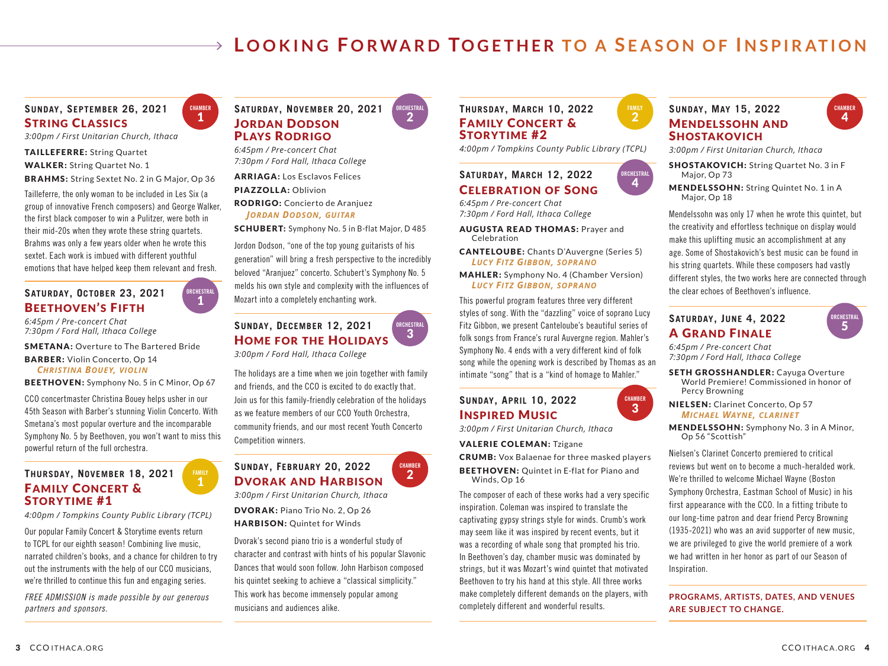# Looking Forward Together to a Season of Inspiration

### Sunday, September 26, 2021

CHAMBER 1

## String Classics

*3:00pm / First Unitarian Church, Ithaca*

**TAILLEFERRE:** String Quartet
**WALKER:** String Quartet No. 1
**BRAHMS:** String Sextet No. 2 in G Major, Op 36

Tailleferre, the only woman to be included in Les Six (a group of innovative French composers) and George Walker, the first black composer to win a Pulitzer, were both in their mid-20s when they wrote these string quartets. Brahms was only a few years older when he wrote this sextet. Each work is imbued with different youthful emotions that have helped keep them relevant and fresh.

### Saturday, October 23, 2021

ORCHESTRAL 1

## Beethoven's Fifth

*6:45pm / Pre-concert Chat*
*7:30pm / Ford Hall, Ithaca College*

**SMETANA:** Overture to The Bartered Bride
**BARBER:** Violin Concerto, Op 14
*CHRISTINA BOUEY, VIOLIN*
**BEETHOVEN:** Symphony No. 5 in C Minor, Op 67

CCO concertmaster Christina Bouey helps usher in our 45th Season with Barber's stunning Violin Concerto. With Smetana's most popular overture and the incomparable Symphony No. 5 by Beethoven, you won't want to miss this powerful return of the full orchestra.

### Thursday, November 18, 2021

FAMILY 1

## Family Concert & Storytime #1

*4:00pm / Tompkins County Public Library (TCPL)*

Our popular Family Concert & Storytime events return to TCPL for our eighth season! Combining live music, narrated children's books, and a chance for children to try out the instruments with the help of our CCO musicians, we're thrilled to continue this fun and engaging series.

*FREE ADMISSION is made possible by our generous partners and sponsors.*

### Saturday, November 20, 2021

ORCHESTRAL 2

## Jordan Dodson Plays Rodrigo

*6:45pm / Pre-concert Chat*
*7:30pm / Ford Hall, Ithaca College*

**ARRIAGA:** Los Esclavos Felices
**PIAZZOLLA:** Oblivion
**RODRIGO:** Concierto de Aranjuez
*JORDAN DODSON, GUITAR*
**SCHUBERT:** Symphony No. 5 in B-flat Major, D 485

Jordon Dodson, "one of the top young guitarists of his generation" will bring a fresh perspective to the incredibly beloved "Aranjuez" concerto. Schubert's Symphony No. 5 melds his own style and complexity with the influences of Mozart into a completely enchanting work.

### Sunday, December 12, 2021

ORCHESTRAL 3

## Home for the Holidays

*3:00pm / Ford Hall, Ithaca College*

The holidays are a time when we join together with family and friends, and the CCO is excited to do exactly that. Join us for this family-friendly celebration of the holidays as we feature members of our CCO Youth Orchestra, community friends, and our most recent Youth Concerto Competition winners.

### Sunday, February 20, 2022

CHAMBER 2

## Dvorak and Harbison

*3:00pm / First Unitarian Church, Ithaca*

**DVORAK:** Piano Trio No. 2, Op 26
**HARBISON:** Quintet for Winds

Dvorak's second piano trio is a wonderful study of character and contrast with hints of his popular Slavonic Dances that would soon follow. John Harbison composed his quintet seeking to achieve a "classical simplicity." This work has become immensely popular among musicians and audiences alike.

### Thursday, March 10, 2022

FAMILY 2

## Family Concert & Storytime #2

*4:00pm / Tompkins County Public Library (TCPL)*

### Saturday, March 12, 2022

ORCHESTRAL 4

## Celebration of Song

*6:45pm / Pre-concert Chat*
*7:30pm / Ford Hall, Ithaca College*

**AUGUSTA READ THOMAS:** Prayer and Celebration
**CANTELOUBE:** Chants D'Auvergne (Series 5)
*LUCY FITZ GIBBON, SOPRANO*
**MAHLER:** Symphony No. 4 (Chamber Version)
*LUCY FITZ GIBBON, SOPRANO*

This powerful program features three very different styles of song. With the "dazzling" voice of soprano Lucy Fitz Gibbon, we present Canteloube's beautiful series of folk songs from France's rural Auvergne region. Mahler's Symphony No. 4 ends with a very different kind of folk song while the opening work is described by Thomas as an intimate "song" that is a "kind of homage to Mahler."

### Sunday, April 10, 2022

CHAMBER 3

## Inspired Music

*3:00pm / First Unitarian Church, Ithaca*

**VALERIE COLEMAN:** Tzigane
**CRUMB:** Vox Balaenae for three masked players
**BEETHOVEN:** Quintet in E-flat for Piano and Winds, Op 16

The composer of each of these works had a very specific inspiration. Coleman was inspired to translate the captivating gypsy strings style for winds. Crumb's work may seem like it was inspired by recent events, but it was a recording of whale song that prompted his trio. In Beethoven's day, chamber music was dominated by strings, but it was Mozart's wind quintet that motivated Beethoven to try his hand at this style. All three works make completely different demands on the players, with completely different and wonderful results.

### Sunday, May 15, 2022

CHAMBER 4

## Mendelssohn and Shostakovich

*3:00pm / First Unitarian Church, Ithaca*

**SHOSTAKOVICH:** String Quartet No. 3 in F Major, Op 73
**MENDELSSOHN:** String Quintet No. 1 in A Major, Op 18

Mendelssohn was only 17 when he wrote this quintet, but the creativity and effortless technique on display would make this uplifting music an accomplishment at any age. Some of Shostakovich's best music can be found in his string quartets. While these composers had vastly different styles, the two works here are connected through the clear echoes of Beethoven's influence.

### Saturday, June 4, 2022

ORCHESTRAL 5

## A Grand Finale

*6:45pm / Pre-concert Chat*
*7:30pm / Ford Hall, Ithaca College*

**SETH GROSSHANDLER:** Cayuga Overture World Premiere! Commissioned in honor of Percy Browning
**NIELSEN:** Clarinet Concerto, Op 57
*MICHAEL WAYNE, CLARINET*
**MENDELSSOHN:** Symphony No. 3 in A Minor, Op 56 "Scottish"

Nielsen's Clarinet Concerto premiered to critical reviews but went on to become a much-heralded work. We're thrilled to welcome Michael Wayne (Boston Symphony Orchestra, Eastman School of Music) in his first appearance with the CCO. In a fitting tribute to our long-time patron and dear friend Percy Browning (1935-2021) who was an avid supporter of new music, we are privileged to give the world premiere of a work we had written in her honor as part of our Season of Inspiration.

**PROGRAMS, ARTISTS, DATES, AND VENUES ARE SUBJECT TO CHANGE.**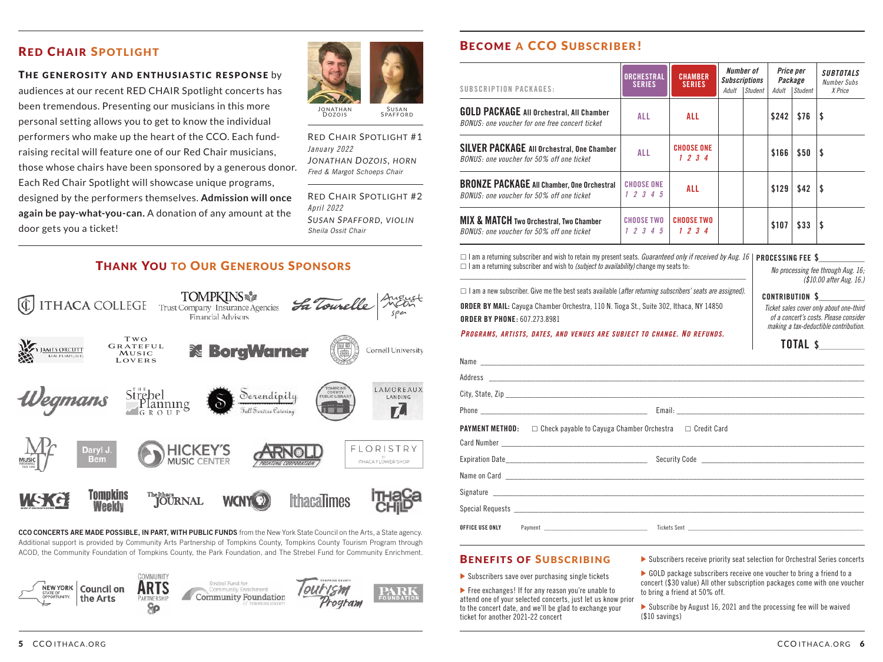## Red Chair Spotlight

**The generosity and enthusiastic response** by audiences at our recent RED CHAIR Spotlight concerts has been tremendous. Presenting our musicians in this more personal setting allows you to get to know the individual performers who make up the heart of the CCO. Each fund-raising recital will feature one of our Red Chair musicians, those whose chairs have been sponsored by a generous donor. Each Red Chair Spotlight will showcase unique programs, designed by the performers themselves. **Admission will once again be pay-what-you-can.** A donation of any amount at the door gets you a ticket!

Jonathan Dozois — Susan Spafford

Red Chair Spotlight #1
*January 2022*
*Jonathan Dozois, horn*
*Fred & Margot Schoeps Chair*

Red Chair Spotlight #2
*April 2022*
*Susan Spafford, violin*
*Sheila Ossit Chair*

## Thank You to Our Generous Sponsors

Ithaca College · Tompkins Trust Company | Insurance Agencies | Financial Advisors · La Tourelle · August Moon Spa · James Orcutt Real Estate, LLC · Two Grateful Music Lovers · BorgWarner · Cornell University · Wegmans · The Strebel Planning Group · Serendipity Full Service Catering · Tompkins County Public Library · Lamoreaux Landing · Music Performance Trust Fund · Daryl J. Bem · Hickey's Music Center · Arnold Printing Corporation · Floristry by Ithaca Flower Shop · WSKG · Tompkins Weekly · The Ithaca Journal · WCNY · Ithaca Times · Ithaca Child

**CCO concerts are made possible, in part, with public funds** from the New York State Council on the Arts, a State agency. Additional support is provided by Community Arts Partnership of Tompkins County, Tompkins County Tourism Program through ACOD, the Community Foundation of Tompkins County, the Park Foundation, and The Strebel Fund for Community Enrichment.

New York State Council on the Arts · Community Arts Partnership · Strebel Fund for Community Enrichment / Community Foundation of Tompkins County · Tompkins County Tourism Program · Park Foundation

## Become a CCO Subscriber!

| Subscription Packages: | Orchestral Series | Chamber Series | Number of Subscriptions: Adult | Number of Subscriptions: Student | Price per Package: Adult | Price per Package: Student | Subtotals (Number Subs X Price) |
|---|---|---|---|---|---|---|---|
| **GOLD PACKAGE** All Orchestral, All Chamber<br>*BONUS: one voucher for one free concert ticket* | ALL | ALL | | | $242 | $76 | $ |
| **SILVER PACKAGE** All Orchestral, One Chamber<br>*BONUS: one voucher for 50% off one ticket* | ALL | CHOOSE ONE 1 2 3 4 | | | $166 | $50 | $ |
| **BRONZE PACKAGE** All Chamber, One Orchestral<br>*BONUS: one voucher for 50% off one ticket* | CHOOSE ONE 1 2 3 4 5 | ALL | | | $129 | $42 | $ |
| **MIX & MATCH** Two Orchestral, Two Chamber<br>*BONUS: one voucher for 50% off one ticket* | CHOOSE TWO 1 2 3 4 5 | CHOOSE TWO 1 2 3 4 | | | $107 | $33 | $ |

☐ I am a returning subscriber and wish to retain my present seats. *Guaranteed only if received by Aug. 16*

☐ I am a returning subscriber and wish to *(subject to availability)* change my seats to: ____________

☐ I am a new subscriber. Give me the best seats available (*after returning subscribers' seats are assigned*).

**ORDER BY MAIL:** Cayuga Chamber Orchestra, 110 N. Tioga St., Suite 302, Ithaca, NY 14850

**ORDER BY PHONE:** 607.273.8981

***Programs, artists, dates, and venues are subject to change. No refunds.***

**PROCESSING FEE $**__________
*No processing fee through Aug. 16; ($10.00 after Aug. 16.)*

**CONTRIBUTION $**__________
*Ticket sales cover only about one-third of a concert's costs. Please consider making a tax-deductible contribution.*

**TOTAL $**__________

Name ____________

Address ____________

City, State, Zip ____________

Phone ____________ Email: ____________

**PAYMENT METHOD:** ☐ Check payable to Cayuga Chamber Orchestra ☐ Credit Card

Card Number ____________

Expiration Date ____________ Security Code ____________

Name on Card ____________

Signature ____________

Special Requests ____________

**OFFICE USE ONLY** Payment ____________ Tickets Sent ____________

## Benefits of Subscribing

- Subscribers save over purchasing single tickets
- Free exchanges! If for any reason you're unable to attend one of your selected concerts, just let us know prior to the concert date, and we'll be glad to exchange your ticket for another 2021-22 concert
- Subscribers receive priority seat selection for Orchestral Series concerts
- GOLD package subscribers receive one voucher to bring a friend to a concert ($30 value) All other subscription packages come with one voucher to bring a friend at 50% off.
- Subscribe by August 16, 2021 and the processing fee will be waived ($10 savings)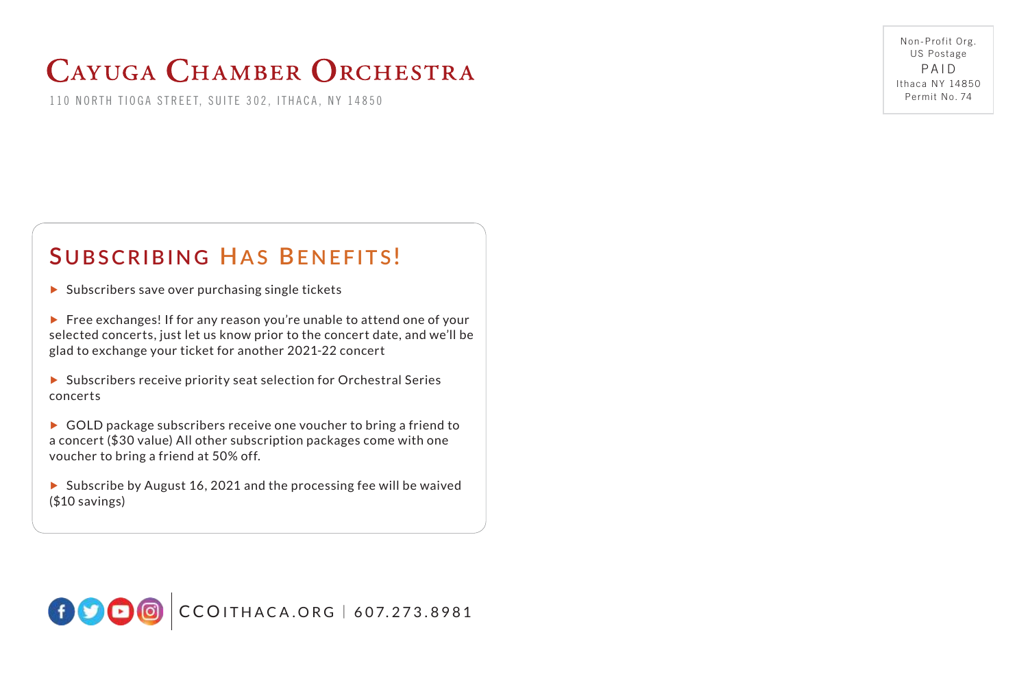# Cayuga Chamber Orchestra

110 NORTH TIOGA STREET, SUITE 302, ITHACA, NY 14850

Non-Profit Org.
US Postage
PAID
Ithaca NY 14850
Permit No. 74

## Subscribing Has Benefits!

- Subscribers save over purchasing single tickets
- Free exchanges! If for any reason you're unable to attend one of your selected concerts, just let us know prior to the concert date, and we'll be glad to exchange your ticket for another 2021-22 concert
- Subscribers receive priority seat selection for Orchestral Series concerts
- GOLD package subscribers receive one voucher to bring a friend to a concert ($30 value) All other subscription packages come with one voucher to bring a friend at 50% off.
- Subscribe by August 16, 2021 and the processing fee will be waived ($10 savings)

CCOITHACA.ORG | 607.273.8981